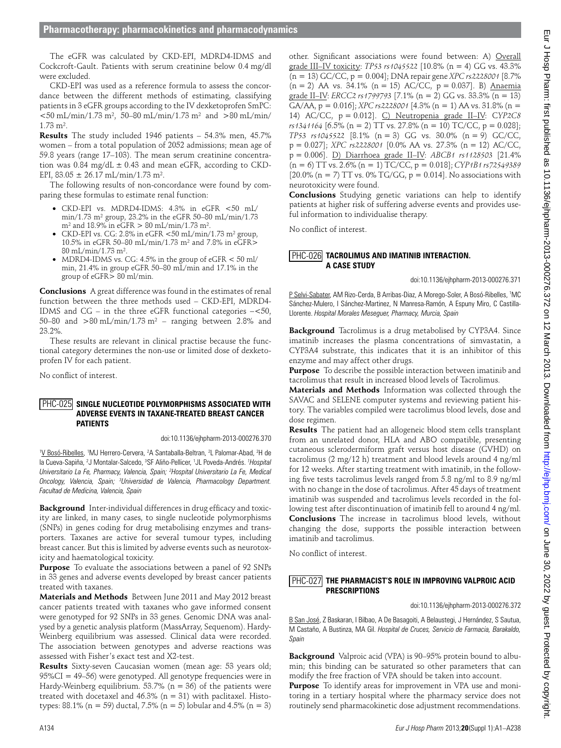The eGFR was calculated by CKD-EPI, MDRD4-IDMS and Cockcroft-Gault. Patients with serum creatinine below 0.4 mg/dl were excluded.

CKD-EPI was used as a reference formula to assess the concordance between the different methods of estimating, classifying patients in 3 eGFR groups according to the IV dexketoprofen SmPC: <50 mL/min/1.73 m$^2$, 50–80 mL/min/1.73 m$^2$ and >80 mL/min/1.73 m$^2$.

**Results** The study included 1946 patients – 54.3% men, 45.7% women – from a total population of 2052 admissions; mean age of 59.8 years (range 17–103). The mean serum creatinine concentration was 0.84 mg/dL ± 0.43 and mean eGFR, according to CKD-EPI, 83.05 ± 26.17 mL/min/1.73 m$^2$.

The following results of non-concordance were found by comparing these formulas to estimate renal function:

- CKD-EPI vs. MDRD4-IDMS: 4.3% in eGFR <50 mL/min/1.73 m$^2$ group, 23.2% in the eGFR 50–80 mL/min/1.73 m$^2$ and 18.9% in eGFR > 80 mL/min/1.73 m$^2$.
- CKD-EPI vs. CG: 2.8% in eGFR <50 mL/min/1.73 m$^2$ group, 10.5% in eGFR 50–80 mL/min/1.73 m$^2$ and 7.8% in eGFR> 80 mL/min/1.73 m$^2$.
- MDRD4-IDMS vs. CG: 4.5% in the group of eGFR < 50 ml/min, 21.4% in group eGFR 50–80 mL/min and 17.1% in the group of eGFR> 80 ml/min.

**Conclusions** A great difference was found in the estimates of renal function between the three methods used – CKD-EPI, MDRD4-IDMS and CG – in the three eGFR functional categories –<50, 50–80 and >80 mL/min/1.73 m$^2$ – ranging between 2.8% and 23.2%.

These results are relevant in clinical practise because the functional category determines the non-use or limited dose of dexketoprofen IV for each patient.

No conflict of interest.

## PHC-025 SINGLE NUCLEOTIDE POLYMORPHISMS ASSOCIATED WITH ADVERSE EVENTS IN TAXANE-TREATED BREAST CANCER PATIENTS

doi:10.1136/ejhpharm-2013-000276.370

[1]V Bosó-Ribelles, [1]MJ Herrero-Cervera, [2]A Santaballa-Beltran, [2]L Palomar-Abad, [2]H de la Cueva-Sapiña, [2]J Montalar-Salcedo, [3]SF Aliño-Pellicer, [1]JL Poveda-Andrés. [1]*Hospital Universitario La Fe, Pharmacy, Valencia, Spain;* [2]*Hospital Universitario La Fe, Medical Oncology, Valencia, Spain;* [3]*Universidad de Valencia, Pharmacology Department. Facultad de Medicina, Valencia, Spain*

**Background** Inter-individual differences in drug efficacy and toxicity are linked, in many cases, to single nucleotide polymorphisms (SNPs) in genes coding for drug metabolising enzymes and transporters. Taxanes are active for several tumour types, including breast cancer. But this is limited by adverse events such as neurotoxicity and haematological toxicity.

**Purpose** To evaluate the associations between a panel of 92 SNPs in 33 genes and adverse events developed by breast cancer patients treated with taxanes.

**Materials and Methods** Between June 2011 and May 2012 breast cancer patients treated with taxanes who gave informed consent were genotyped for 92 SNPs in 33 genes. Genomic DNA was analysed by a genetic analysis platform (MassArray, Sequenom). Hardy-Weinberg equilibrium was assessed. Clinical data were recorded. The association between genotypes and adverse reactions was assessed with Fisher's exact test and X2-test.

**Results** Sixty-seven Caucasian women (mean age: 53 years old; 95%CI = 49–56) were genotyped. All genotype frequencies were in Hardy-Weinberg equilibrium. 53.7% (n = 36) of the patients were treated with docetaxel and 46.3% (n = 31) with paclitaxel. Histotypes: 88.1% (n = 59) ductal, 7.5% (n = 5) lobular and 4.5% (n = 3) other. Significant associations were found between: A) Overall grade III–IV toxicity: *TP53 rs1045522* [10.8% (n = 4) GG vs. 43.3% (n = 13) GC/CC, p = 0.004]; DNA repair gene *XPC rs2228001* [8.7% (n = 2) AA vs. 34.1% (n = 15) AC/CC, p = 0.037]. B) Anaemia grade II–IV: *ERCC2 rs1799793* [7.1% (n = 2) GG vs. 33.3% (n = 13) GA/AA, p = 0.016]; *XPC rs2228001* [4.3% (n = 1) AA vs. 31.8% (n = 14) AC/CC, p = 0.012]. C) Neutropenia grade II–IV: *CYP2C8 rs1341164* [6.5% (n = 2) TT vs. 27.8% (n = 10) TC/CC, p = 0.028]; *TP53 rs1045522* [8.1% (n = 3) GG vs. 30.0% (n = 9) GC/CC, p = 0.027]; *XPC rs2228001* [0.0% AA vs. 27.3% (n = 12) AC/CC, p = 0.006]. D) Diarrhoea grade II–IV: *ABCB1 rs1128503* [21.4% (n = 6) TT vs. 2.6% (n = 1) TC/CC, p = 0.018]; *CYP1B1 rs72549389* [20.0% (n = 7) TT vs. 0% TG/GG, p = 0.014]. No associations with neurotoxicity were found.

**Conclusions** Studying genetic variations can help to identify patients at higher risk of suffering adverse events and provides useful information to individualise therapy.

No conflict of interest.

## PHC-026 TACROLIMUS AND IMATINIB INTERACTION. A CASE STUDY

doi:10.1136/ejhpharm-2013-000276.371

P Selvi-Sabater, AM Rizo-Cerda, B Arribas-Diaz, A Morego-Soler, A Bosó-Ribelles, [1]MC Sánchez-Mulero, I Sánchez-Martinez, N Manresa-Ramón, A Espuny Miro, C Castilla-Llorente. *Hospital Morales Meseguer, Pharmacy, Murcia, Spain*

**Background** Tacrolimus is a drug metabolised by CYP3A4. Since imatinib increases the plasma concentrations of simvastatin, a CYP3A4 substrate, this indicates that it is an inhibitor of this enzyme and may affect other drugs.

**Purpose** To describe the possible interaction between imatinib and tacrolimus that result in increased blood levels of Tacrolimus.

**Materials and Methods** Information was collected through the SAVAC and SELENE computer systems and reviewing patient history. The variables compiled were tacrolimus blood levels, dose and dose regimen.

**Results** The patient had an allogeneic blood stem cells transplant from an unrelated donor, HLA and ABO compatible, presenting cutaneous sclerodermiform graft versus host disease (GVHD) on tacrolimus (2 mg/12 h) treatment and blood levels around 4 ng/ml for 12 weeks. After starting treatment with imatinib, in the following five tests tacrolimus levels ranged from 5.8 ng/ml to 8.9 ng/ml with no change in the dose of tacrolimus. After 45 days of treatment imatinib was suspended and tacrolimus levels recorded in the following test after discontinuation of imatinib fell to around 4 ng/ml.

**Conclusions** The increase in tacrolimus blood levels, without changing the dose, supports the possible interaction between imatinib and tacrolimus.

No conflict of interest.

## PHC-027 THE PHARMACIST'S ROLE IN IMPROVING VALPROIC ACID PRESCRIPTIONS

doi:10.1136/ejhpharm-2013-000276.372

B San José, Z Baskaran, I Bilbao, A De Basagoiti, A Belaustegi, J Hernández, S Sautua, M Castaño, A Bustinza, MA Gil. *Hospital de Cruces, Servicio de Farmacia, Barakaldo, Spain*

**Background** Valproic acid (VPA) is 90–95% protein bound to albumin; this binding can be saturated so other parameters that can modify the free fraction of VPA should be taken into account.

**Purpose** To identify areas for improvement in VPA use and monitoring in a tertiary hospital where the pharmacy service does not routinely send pharmacokinetic dose adjustment recommendations.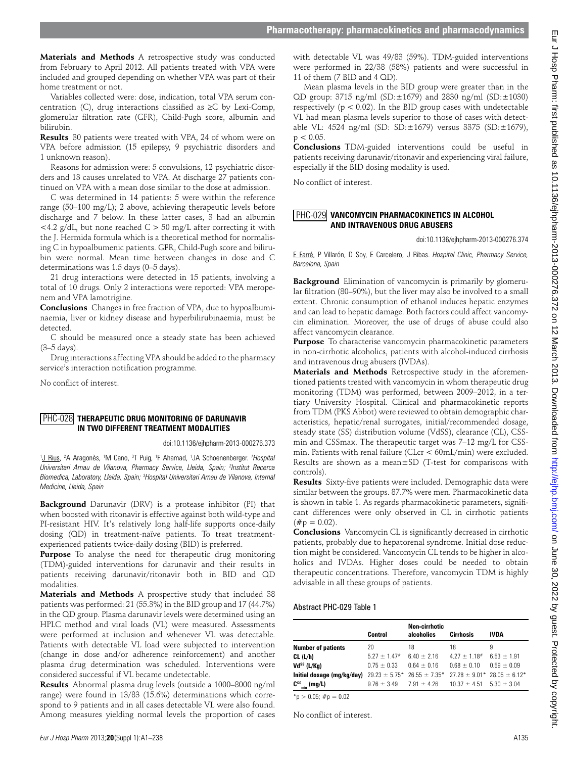**Materials and Methods** A retrospective study was conducted from February to April 2012. All patients treated with VPA were included and grouped depending on whether VPA was part of their home treatment or not.

Variables collected were: dose, indication, total VPA serum concentration (C), drug interactions classified as ≥C by Lexi-Comp, glomerular filtration rate (GFR), Child-Pugh score, albumin and bilirubin.

**Results** 30 patients were treated with VPA, 24 of whom were on VPA before admission (15 epilepsy, 9 psychiatric disorders and 1 unknown reason).

Reasons for admission were: 5 convulsions, 12 psychiatric disorders and 13 causes unrelated to VPA. At discharge 27 patients continued on VPA with a mean dose similar to the dose at admission.

C was determined in 14 patients: 5 were within the reference range (50–100 mg/L); 2 above, achieving therapeutic levels before discharge and 7 below. In these latter cases, 3 had an albumin <4.2 g/dL, but none reached C > 50 mg/L after correcting it with the J. Hermida formula which is a theoretical method for normalising C in hypoalbumenic patients. GFR, Child-Pugh score and bilirubin were normal. Mean time between changes in dose and C determinations was 1.5 days (0–5 days).

21 drug interactions were detected in 15 patients, involving a total of 10 drugs. Only 2 interactions were reported: VPA meropenem and VPA lamotrigine.

**Conclusions** Changes in free fraction of VPA, due to hypoalbuminaemia, liver or kidney disease and hyperbilirubinaemia, must be detected.

C should be measured once a steady state has been achieved (3–5 days).

Drug interactions affecting VPA should be added to the pharmacy service's interaction notification programme.

No conflict of interest.

## PHC-028 THERAPEUTIC DRUG MONITORING OF DARUNAVIR IN TWO DIFFERENT TREATMENT MODALITIES

doi:10.1136/ejhpharm-2013-000276.373

[1]J Rius, [2]A Aragonès, [1]M Cano, [3]T Puig, [1]F Ahamad, [1]JA Schoenenberger. [1]*Hospital Universitari Arnau de Vilanova, Pharmacy Service, Lleida, Spain;* [2]*Institut Recerca Biomedica, Laboratory, Lleida, Spain;* [3]*Hospital Universitari Arnau de Vilanova, Internal Medicine, Lleida, Spain*

**Background** Darunavir (DRV) is a protease inhibitor (PI) that when boosted with ritonavir is effective against both wild-type and PI-resistant HIV. It's relatively long half-life supports once-daily dosing (QD) in treatment-naïve patients. To treat treatment-experienced patients twice-daily dosing (BID) is preferred.

**Purpose** To analyse the need for therapeutic drug monitoring (TDM)-guided interventions for darunavir and their results in patients receiving darunavir/ritonavir both in BID and QD modalities.

**Materials and Methods** A prospective study that included 38 patients was performed: 21 (55.3%) in the BID group and 17 (44.7%) in the QD group. Plasma darunavir levels were determined using an HPLC method and viral loads (VL) were measured. Assessments were performed at inclusion and whenever VL was detectable. Patients with detectable VL load were subjected to intervention (change in dose and/or adherence reinforcement) and another plasma drug determination was scheduled. Interventions were considered successful if VL became undetectable.

**Results** Abnormal plasma drug levels (outside a 1000–8000 ng/ml range) were found in 13/83 (15.6%) determinations which correspond to 9 patients and in all cases detectable VL were also found. Among measures yielding normal levels the proportion of cases with detectable VL was 49/83 (59%). TDM-guided interventions were performed in 22/38 (58%) patients and were successful in 11 of them (7 BID and 4 QD).

Mean plasma levels in the BID group were greater than in the QD group: 3715 ng/ml (SD:±1679) and 2830 ng/ml (SD:±1030) respectively ($p < 0.02$). In the BID group cases with undetectable VL had mean plasma levels superior to those of cases with detectable VL: 4524 ng/ml (SD: SD:±1679) versus 3375 (SD:±1679), $p < 0.05$.

**Conclusions** TDM-guided interventions could be useful in patients receiving darunavir/ritonavir and experiencing viral failure, especially if the BID dosing modality is used.

No conflict of interest.

## PHC-029 VANCOMYCIN PHARMACOKINETICS IN ALCOHOL AND INTRAVENOUS DRUG ABUSERS

doi:10.1136/ejhpharm-2013-000276.374

E Farré, P Villarón, D Soy, E Carcelero, J Ribas. *Hospital Clinic, Pharmacy Service, Barcelona, Spain*

**Background** Elimination of vancomycin is primarily by glomerular filtration (80–90%), but the liver may also be involved to a small extent. Chronic consumption of ethanol induces hepatic enzymes and can lead to hepatic damage. Both factors could affect vancomycin elimination. Moreover, the use of drugs of abuse could also affect vancomycin clearance.

**Purpose** To characterise vancomycin pharmacokinetic parameters in non-cirrhotic alcoholics, patients with alcohol-induced cirrhosis and intravenous drug abusers (IVDAs).

**Materials and Methods** Retrospective study in the aforementioned patients treated with vancomycin in whom therapeutic drug monitoring (TDM) was performed, between 2009–2012, in a tertiary University Hospital. Clinical and pharmacokinetic reports from TDM (PKS Abbot) were reviewed to obtain demographic characteristics, hepatic/renal surrogates, initial/recommended dosage, steady state (SS) distribution volume (VdSS), clearance (CL), CSSmin and CSSmax. The therapeutic target was 7–12 mg/L for CSSmin. Patients with renal failure (CLcr < 60mL/min) were excluded. Results are shown as a mean±SD (T-test for comparisons with controls).

**Results** Sixty-five patients were included. Demographic data were similar between the groups. 87.7% were men. Pharmacokinetic data is shown in table 1. As regards pharmacokinetic parameters, significant differences were only observed in CL in cirrhotic patients (#p = 0.02).

**Conclusions** Vancomycin CL is significantly decreased in cirrhotic patients, probably due to hepatorenal syndrome. Initial dose reduction might be considered. Vancomycin CL tends to be higher in alcoholics and IVDAs. Higher doses could be needed to obtain therapeutic concentrations. Therefore, vancomycin TDM is highly advisable in all these groups of patients.

Abstract PHC-029 Table 1

| | Control | Non-cirrhotic alcoholics | Cirrhosis | IVDA |
|---|---|---|---|---|
| **Number of patients** | 20 | 18 | 18 | 9 |
| **CL (L/h)** | 5.27 ± 1.47# | 6.40 ± 2.16 | 4.27 ± 1.18# | 6.53 ± 1.91 |
| **$Vd^{SS}$ (L/Kg)** | 0.75 ± 0.33 | 0.64 ± 0.16 | 0.68 ± 0.10 | 0.59 ± 0.09 |
| **Initial dosage (mg/kg/day)** | 29.23 ± 5.75* | 26.55 ± 7.35* | 27.28 ± 9.01* | 28.05 ± 6.12* |
| **$C^{ss}_{min}$ (mg/L)** | 9.76 ± 3.49 | 7.91 ± 4.26 | 10.37 ± 4.51 | 5.30 ± 3.04 |

*$p > 0.05$; #$p = 0.02$

No conflict of interest.